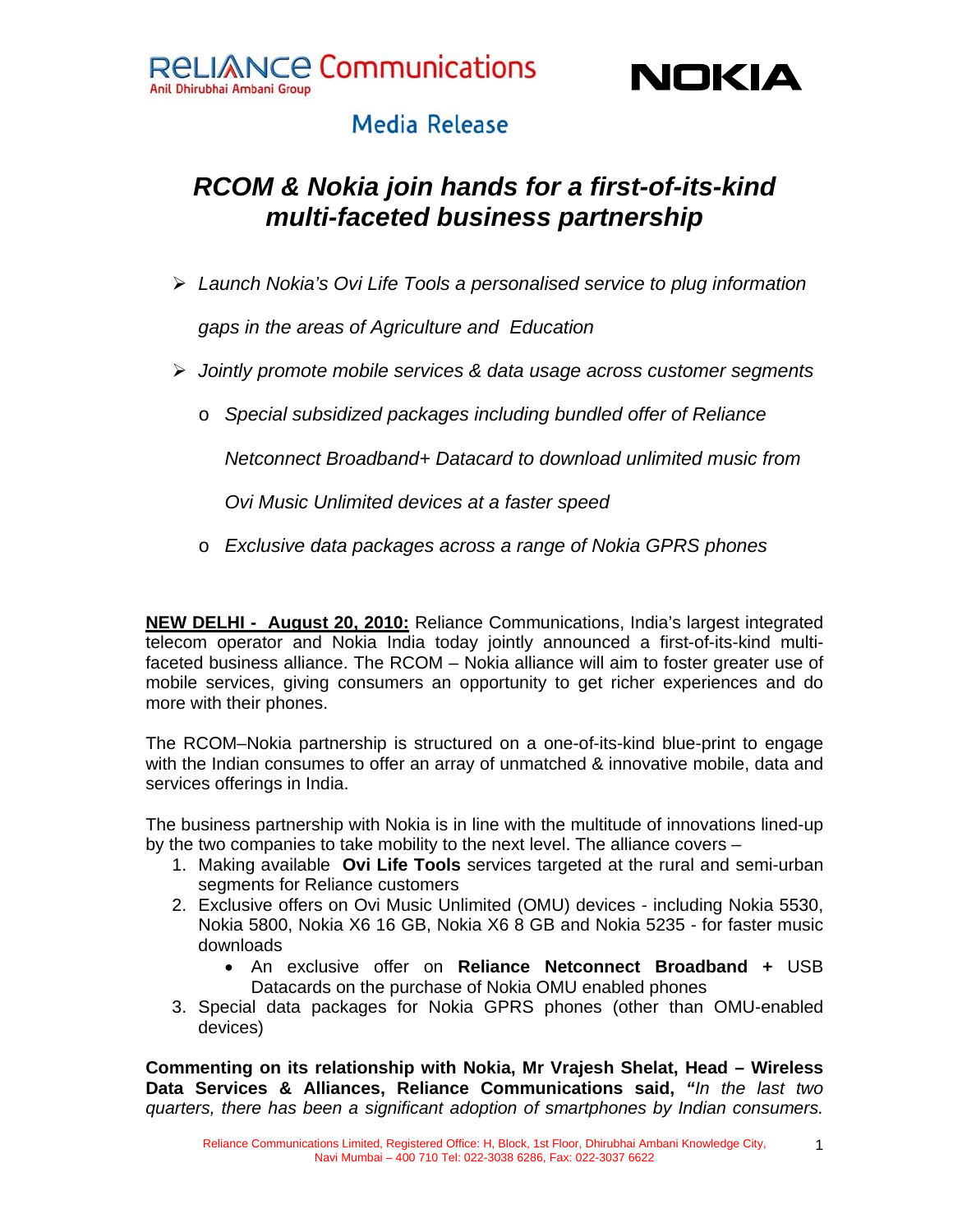Reliance Communications
Anil Dhirubhai Ambani Group

NOKIA

Media Release

# *RCOM & Nokia join hands for a first-of-its-kind multi-faceted business partnership*

- *Launch Nokia's Ovi Life Tools a personalised service to plug information gaps in the areas of Agriculture and Education*
- *Jointly promote mobile services & data usage across customer segments*
  - *Special subsidized packages including bundled offer of Reliance Netconnect Broadband+ Datacard to download unlimited music from Ovi Music Unlimited devices at a faster speed*
  - *Exclusive data packages across a range of Nokia GPRS phones*

**NEW DELHI - August 20, 2010:** Reliance Communications, India's largest integrated telecom operator and Nokia India today jointly announced a first-of-its-kind multi-faceted business alliance. The RCOM – Nokia alliance will aim to foster greater use of mobile services, giving consumers an opportunity to get richer experiences and do more with their phones.

The RCOM–Nokia partnership is structured on a one-of-its-kind blue-print to engage with the Indian consumes to offer an array of unmatched & innovative mobile, data and services offerings in India.

The business partnership with Nokia is in line with the multitude of innovations lined-up by the two companies to take mobility to the next level. The alliance covers –

1. Making available **Ovi Life Tools** services targeted at the rural and semi-urban segments for Reliance customers
2. Exclusive offers on Ovi Music Unlimited (OMU) devices - including Nokia 5530, Nokia 5800, Nokia X6 16 GB, Nokia X6 8 GB and Nokia 5235 - for faster music downloads
   - An exclusive offer on **Reliance Netconnect Broadband +** USB Datacards on the purchase of Nokia OMU enabled phones
3. Special data packages for Nokia GPRS phones (other than OMU-enabled devices)

**Commenting on its relationship with Nokia, Mr Vrajesh Shelat, Head – Wireless Data Services & Alliances, Reliance Communications said, "***In the last two quarters, there has been a significant adoption of smartphones by Indian consumers.*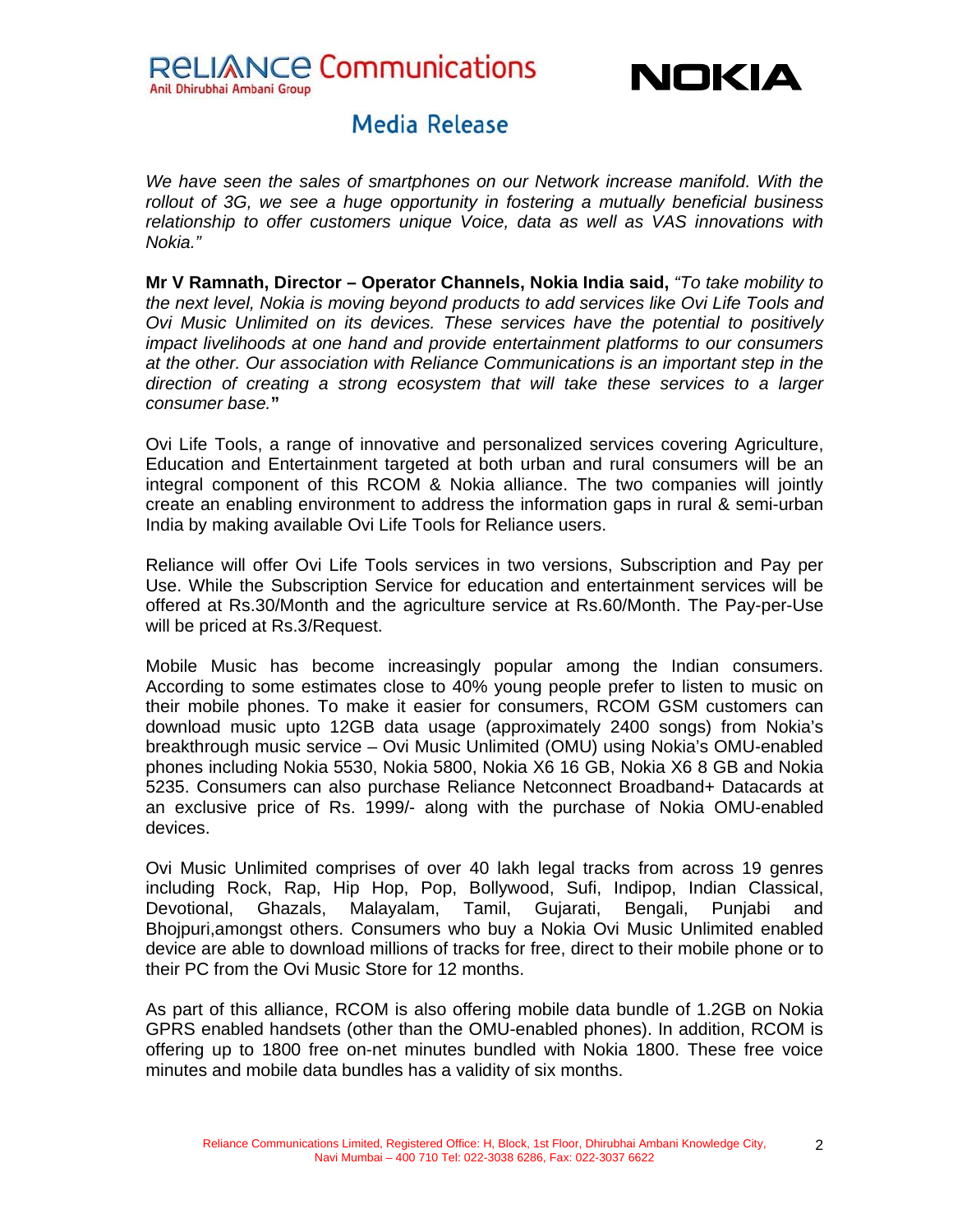*We have seen the sales of smartphones on our Network increase manifold. With the rollout of 3G, we see a huge opportunity in fostering a mutually beneficial business relationship to offer customers unique Voice, data as well as VAS innovations with Nokia."*

**Mr V Ramnath, Director – Operator Channels, Nokia India said,** *"To take mobility to the next level, Nokia is moving beyond products to add services like Ovi Life Tools and Ovi Music Unlimited on its devices. These services have the potential to positively impact livelihoods at one hand and provide entertainment platforms to our consumers at the other. Our association with Reliance Communications is an important step in the direction of creating a strong ecosystem that will take these services to a larger consumer base.***"**

Ovi Life Tools, a range of innovative and personalized services covering Agriculture, Education and Entertainment targeted at both urban and rural consumers will be an integral component of this RCOM & Nokia alliance. The two companies will jointly create an enabling environment to address the information gaps in rural & semi-urban India by making available Ovi Life Tools for Reliance users.

Reliance will offer Ovi Life Tools services in two versions, Subscription and Pay per Use. While the Subscription Service for education and entertainment services will be offered at Rs.30/Month and the agriculture service at Rs.60/Month. The Pay-per-Use will be priced at Rs.3/Request.

Mobile Music has become increasingly popular among the Indian consumers. According to some estimates close to 40% young people prefer to listen to music on their mobile phones. To make it easier for consumers, RCOM GSM customers can download music upto 12GB data usage (approximately 2400 songs) from Nokia's breakthrough music service – Ovi Music Unlimited (OMU) using Nokia's OMU-enabled phones including Nokia 5530, Nokia 5800, Nokia X6 16 GB, Nokia X6 8 GB and Nokia 5235. Consumers can also purchase Reliance Netconnect Broadband+ Datacards at an exclusive price of Rs. 1999/- along with the purchase of Nokia OMU-enabled devices.

Ovi Music Unlimited comprises of over 40 lakh legal tracks from across 19 genres including Rock, Rap, Hip Hop, Pop, Bollywood, Sufi, Indipop, Indian Classical, Devotional, Ghazals, Malayalam, Tamil, Gujarati, Bengali, Punjabi and Bhojpuri,amongst others. Consumers who buy a Nokia Ovi Music Unlimited enabled device are able to download millions of tracks for free, direct to their mobile phone or to their PC from the Ovi Music Store for 12 months.

As part of this alliance, RCOM is also offering mobile data bundle of 1.2GB on Nokia GPRS enabled handsets (other than the OMU-enabled phones). In addition, RCOM is offering up to 1800 free on-net minutes bundled with Nokia 1800. These free voice minutes and mobile data bundles has a validity of six months.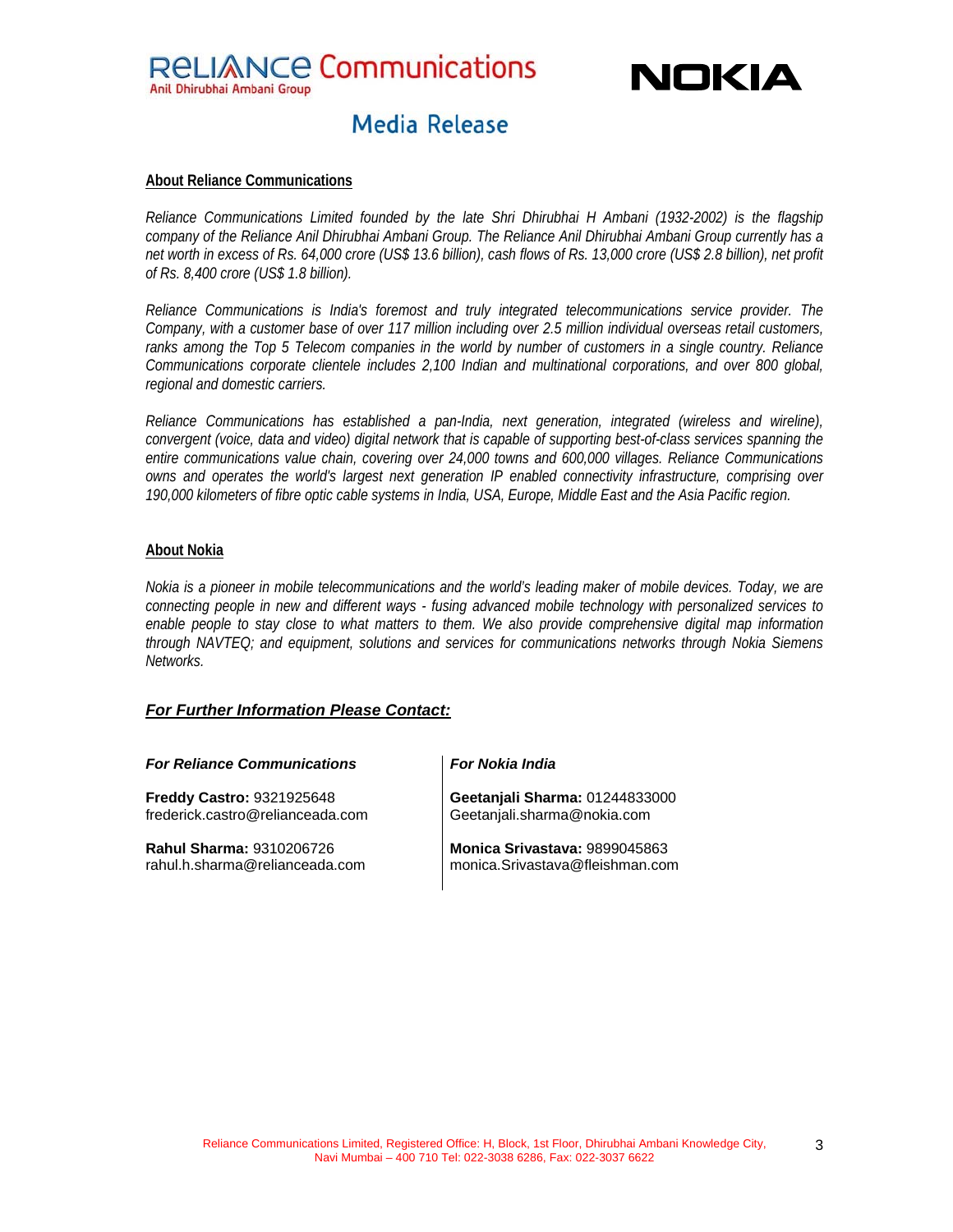# Media Release

**About Reliance Communications**

*Reliance Communications Limited founded by the late Shri Dhirubhai H Ambani (1932-2002) is the flagship company of the Reliance Anil Dhirubhai Ambani Group. The Reliance Anil Dhirubhai Ambani Group currently has a net worth in excess of Rs. 64,000 crore (US$ 13.6 billion), cash flows of Rs. 13,000 crore (US$ 2.8 billion), net profit of Rs. 8,400 crore (US$ 1.8 billion).*

*Reliance Communications is India's foremost and truly integrated telecommunications service provider. The Company, with a customer base of over 117 million including over 2.5 million individual overseas retail customers, ranks among the Top 5 Telecom companies in the world by number of customers in a single country. Reliance Communications corporate clientele includes 2,100 Indian and multinational corporations, and over 800 global, regional and domestic carriers.*

*Reliance Communications has established a pan-India, next generation, integrated (wireless and wireline), convergent (voice, data and video) digital network that is capable of supporting best-of-class services spanning the entire communications value chain, covering over 24,000 towns and 600,000 villages. Reliance Communications owns and operates the world's largest next generation IP enabled connectivity infrastructure, comprising over 190,000 kilometers of fibre optic cable systems in India, USA, Europe, Middle East and the Asia Pacific region.*

**About Nokia**

*Nokia is a pioneer in mobile telecommunications and the world's leading maker of mobile devices. Today, we are connecting people in new and different ways - fusing advanced mobile technology with personalized services to enable people to stay close to what matters to them. We also provide comprehensive digital map information through NAVTEQ; and equipment, solutions and services for communications networks through Nokia Siemens Networks.*

***For Further Information Please Contact:***

***For Reliance Communications***

**Freddy Castro:** 9321925648
frederick.castro@relianceada.com

**Rahul Sharma:** 9310206726
rahul.h.sharma@relianceada.com

***For Nokia India***

**Geetanjali Sharma:** 01244833000
Geetanjali.sharma@nokia.com

**Monica Srivastava:** 9899045863
monica.Srivastava@fleishman.com

Reliance Communications Limited, Registered Office: H, Block, 1st Floor, Dhirubhai Ambani Knowledge City, Navi Mumbai – 400 710 Tel: 022-3038 6286, Fax: 022-3037 6622